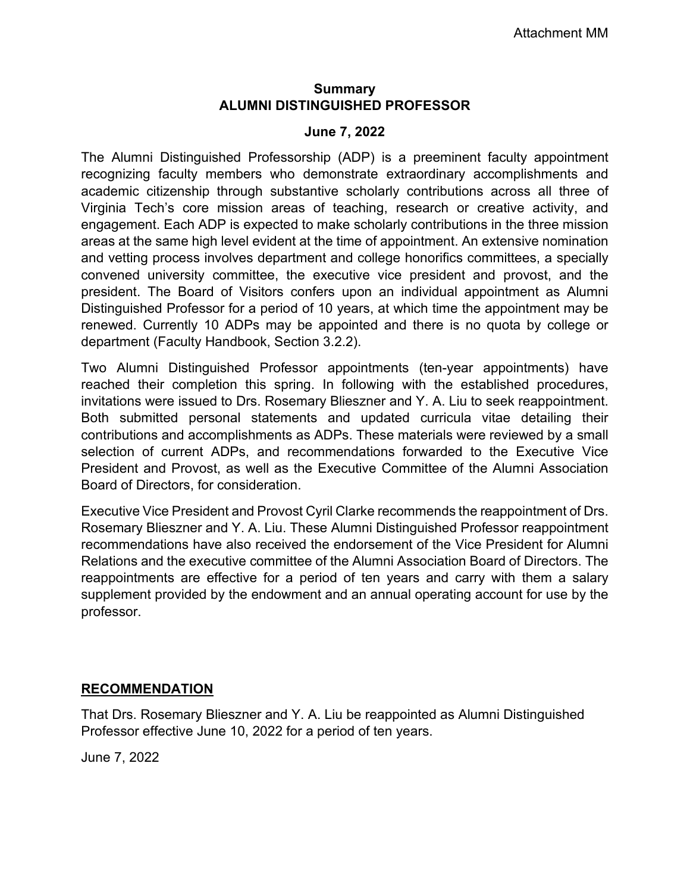Attachment MM

**Summary**
**ALUMNI DISTINGUISHED PROFESSOR**

**June 7, 2022**

The Alumni Distinguished Professorship (ADP) is a preeminent faculty appointment recognizing faculty members who demonstrate extraordinary accomplishments and academic citizenship through substantive scholarly contributions across all three of Virginia Tech's core mission areas of teaching, research or creative activity, and engagement. Each ADP is expected to make scholarly contributions in the three mission areas at the same high level evident at the time of appointment. An extensive nomination and vetting process involves department and college honorifics committees, a specially convened university committee, the executive vice president and provost, and the president. The Board of Visitors confers upon an individual appointment as Alumni Distinguished Professor for a period of 10 years, at which time the appointment may be renewed. Currently 10 ADPs may be appointed and there is no quota by college or department (Faculty Handbook, Section 3.2.2).

Two Alumni Distinguished Professor appointments (ten-year appointments) have reached their completion this spring. In following with the established procedures, invitations were issued to Drs. Rosemary Blieszner and Y. A. Liu to seek reappointment. Both submitted personal statements and updated curricula vitae detailing their contributions and accomplishments as ADPs. These materials were reviewed by a small selection of current ADPs, and recommendations forwarded to the Executive Vice President and Provost, as well as the Executive Committee of the Alumni Association Board of Directors, for consideration.

Executive Vice President and Provost Cyril Clarke recommends the reappointment of Drs. Rosemary Blieszner and Y. A. Liu. These Alumni Distinguished Professor reappointment recommendations have also received the endorsement of the Vice President for Alumni Relations and the executive committee of the Alumni Association Board of Directors. The reappointments are effective for a period of ten years and carry with them a salary supplement provided by the endowment and an annual operating account for use by the professor.

**RECOMMENDATION**

That Drs. Rosemary Blieszner and Y. A. Liu be reappointed as Alumni Distinguished Professor effective June 10, 2022 for a period of ten years.

June 7, 2022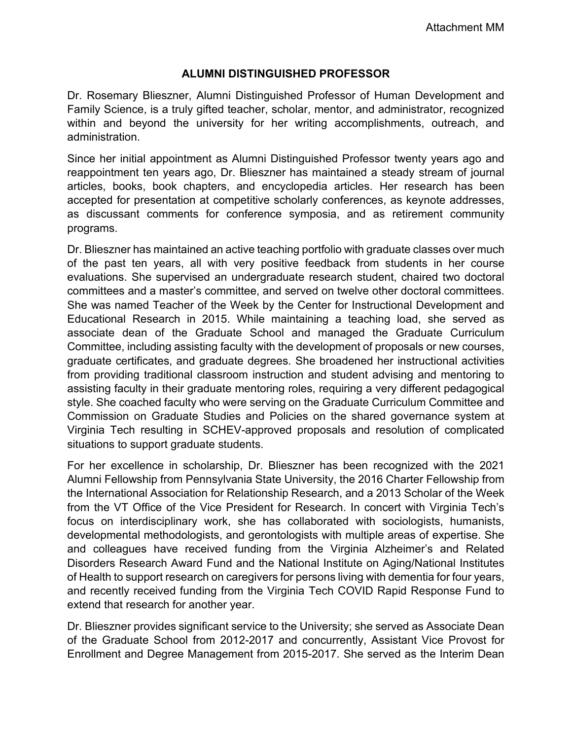# ALUMNI DISTINGUISHED PROFESSOR

Dr. Rosemary Blieszner, Alumni Distinguished Professor of Human Development and Family Science, is a truly gifted teacher, scholar, mentor, and administrator, recognized within and beyond the university for her writing accomplishments, outreach, and administration.

Since her initial appointment as Alumni Distinguished Professor twenty years ago and reappointment ten years ago, Dr. Blieszner has maintained a steady stream of journal articles, books, book chapters, and encyclopedia articles. Her research has been accepted for presentation at competitive scholarly conferences, as keynote addresses, as discussant comments for conference symposia, and as retirement community programs.

Dr. Blieszner has maintained an active teaching portfolio with graduate classes over much of the past ten years, all with very positive feedback from students in her course evaluations. She supervised an undergraduate research student, chaired two doctoral committees and a master's committee, and served on twelve other doctoral committees. She was named Teacher of the Week by the Center for Instructional Development and Educational Research in 2015. While maintaining a teaching load, she served as associate dean of the Graduate School and managed the Graduate Curriculum Committee, including assisting faculty with the development of proposals or new courses, graduate certificates, and graduate degrees. She broadened her instructional activities from providing traditional classroom instruction and student advising and mentoring to assisting faculty in their graduate mentoring roles, requiring a very different pedagogical style. She coached faculty who were serving on the Graduate Curriculum Committee and Commission on Graduate Studies and Policies on the shared governance system at Virginia Tech resulting in SCHEV-approved proposals and resolution of complicated situations to support graduate students.

For her excellence in scholarship, Dr. Blieszner has been recognized with the 2021 Alumni Fellowship from Pennsylvania State University, the 2016 Charter Fellowship from the International Association for Relationship Research, and a 2013 Scholar of the Week from the VT Office of the Vice President for Research. In concert with Virginia Tech's focus on interdisciplinary work, she has collaborated with sociologists, humanists, developmental methodologists, and gerontologists with multiple areas of expertise. She and colleagues have received funding from the Virginia Alzheimer's and Related Disorders Research Award Fund and the National Institute on Aging/National Institutes of Health to support research on caregivers for persons living with dementia for four years, and recently received funding from the Virginia Tech COVID Rapid Response Fund to extend that research for another year.

Dr. Blieszner provides significant service to the University; she served as Associate Dean of the Graduate School from 2012-2017 and concurrently, Assistant Vice Provost for Enrollment and Degree Management from 2015-2017. She served as the Interim Dean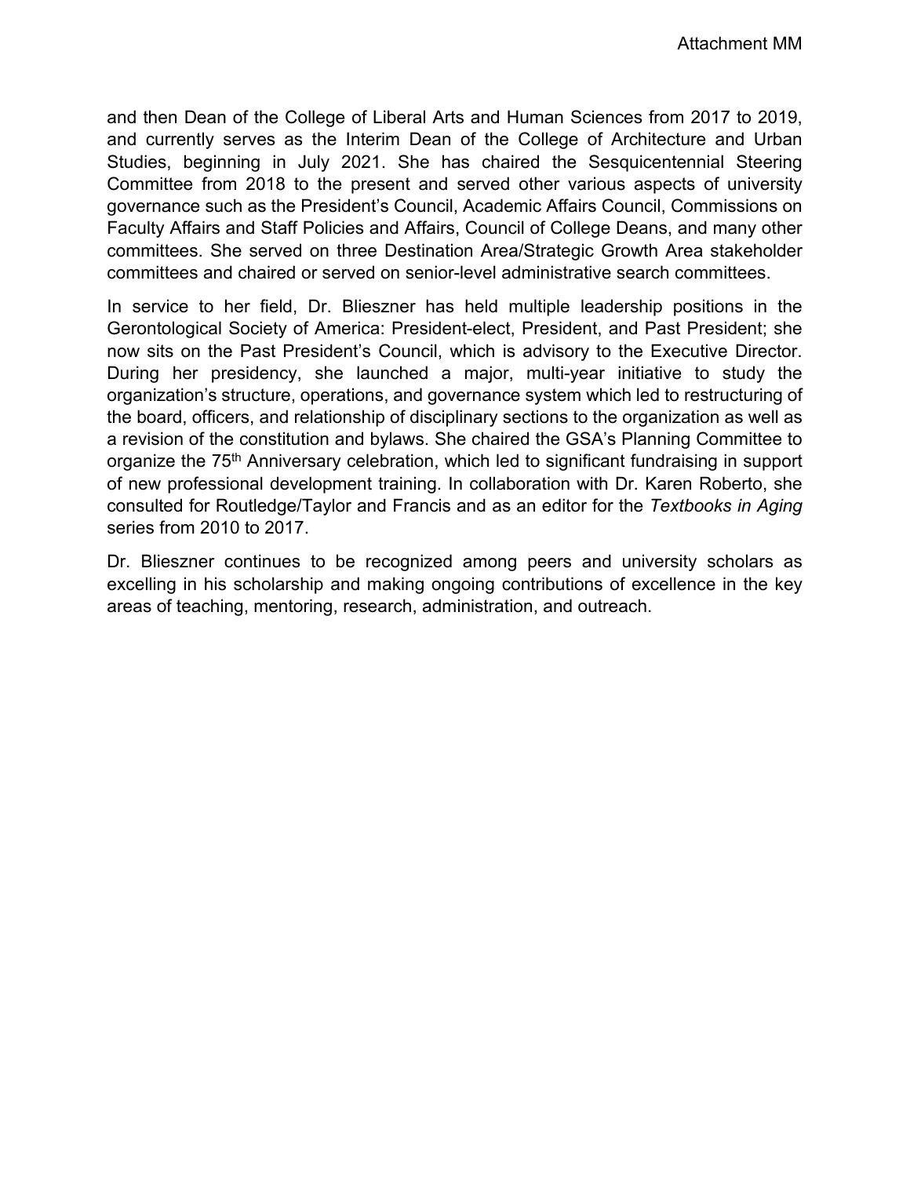and then Dean of the College of Liberal Arts and Human Sciences from 2017 to 2019, and currently serves as the Interim Dean of the College of Architecture and Urban Studies, beginning in July 2021. She has chaired the Sesquicentennial Steering Committee from 2018 to the present and served other various aspects of university governance such as the President's Council, Academic Affairs Council, Commissions on Faculty Affairs and Staff Policies and Affairs, Council of College Deans, and many other committees. She served on three Destination Area/Strategic Growth Area stakeholder committees and chaired or served on senior-level administrative search committees.

In service to her field, Dr. Blieszner has held multiple leadership positions in the Gerontological Society of America: President-elect, President, and Past President; she now sits on the Past President's Council, which is advisory to the Executive Director. During her presidency, she launched a major, multi-year initiative to study the organization's structure, operations, and governance system which led to restructuring of the board, officers, and relationship of disciplinary sections to the organization as well as a revision of the constitution and bylaws. She chaired the GSA's Planning Committee to organize the 75th Anniversary celebration, which led to significant fundraising in support of new professional development training. In collaboration with Dr. Karen Roberto, she consulted for Routledge/Taylor and Francis and as an editor for the *Textbooks in Aging* series from 2010 to 2017.

Dr. Blieszner continues to be recognized among peers and university scholars as excelling in his scholarship and making ongoing contributions of excellence in the key areas of teaching, mentoring, research, administration, and outreach.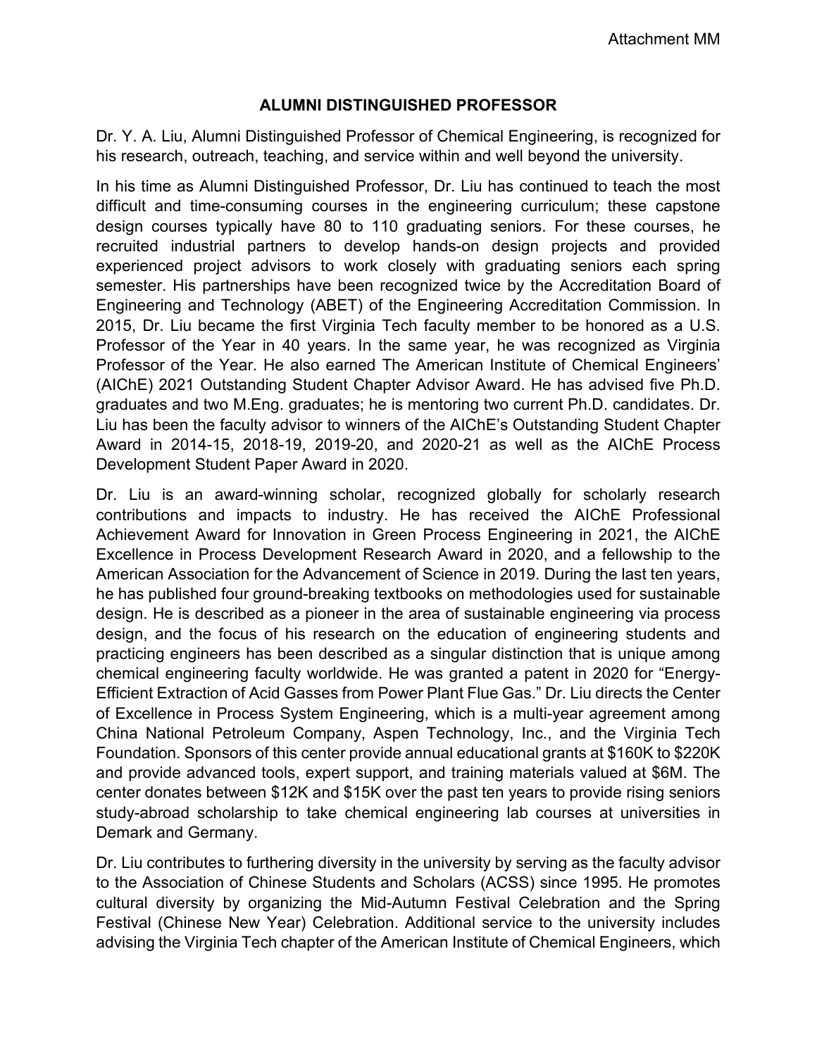Attachment MM

## ALUMNI DISTINGUISHED PROFESSOR

Dr. Y. A. Liu, Alumni Distinguished Professor of Chemical Engineering, is recognized for his research, outreach, teaching, and service within and well beyond the university.

In his time as Alumni Distinguished Professor, Dr. Liu has continued to teach the most difficult and time-consuming courses in the engineering curriculum; these capstone design courses typically have 80 to 110 graduating seniors. For these courses, he recruited industrial partners to develop hands-on design projects and provided experienced project advisors to work closely with graduating seniors each spring semester. His partnerships have been recognized twice by the Accreditation Board of Engineering and Technology (ABET) of the Engineering Accreditation Commission. In 2015, Dr. Liu became the first Virginia Tech faculty member to be honored as a U.S. Professor of the Year in 40 years. In the same year, he was recognized as Virginia Professor of the Year. He also earned The American Institute of Chemical Engineers' (AIChE) 2021 Outstanding Student Chapter Advisor Award. He has advised five Ph.D. graduates and two M.Eng. graduates; he is mentoring two current Ph.D. candidates. Dr. Liu has been the faculty advisor to winners of the AIChE's Outstanding Student Chapter Award in 2014-15, 2018-19, 2019-20, and 2020-21 as well as the AIChE Process Development Student Paper Award in 2020.

Dr. Liu is an award-winning scholar, recognized globally for scholarly research contributions and impacts to industry. He has received the AIChE Professional Achievement Award for Innovation in Green Process Engineering in 2021, the AIChE Excellence in Process Development Research Award in 2020, and a fellowship to the American Association for the Advancement of Science in 2019. During the last ten years, he has published four ground-breaking textbooks on methodologies used for sustainable design. He is described as a pioneer in the area of sustainable engineering via process design, and the focus of his research on the education of engineering students and practicing engineers has been described as a singular distinction that is unique among chemical engineering faculty worldwide. He was granted a patent in 2020 for "Energy-Efficient Extraction of Acid Gasses from Power Plant Flue Gas." Dr. Liu directs the Center of Excellence in Process System Engineering, which is a multi-year agreement among China National Petroleum Company, Aspen Technology, Inc., and the Virginia Tech Foundation. Sponsors of this center provide annual educational grants at $160K to $220K and provide advanced tools, expert support, and training materials valued at $6M. The center donates between $12K and $15K over the past ten years to provide rising seniors study-abroad scholarship to take chemical engineering lab courses at universities in Demark and Germany.

Dr. Liu contributes to furthering diversity in the university by serving as the faculty advisor to the Association of Chinese Students and Scholars (ACSS) since 1995. He promotes cultural diversity by organizing the Mid-Autumn Festival Celebration and the Spring Festival (Chinese New Year) Celebration. Additional service to the university includes advising the Virginia Tech chapter of the American Institute of Chemical Engineers, which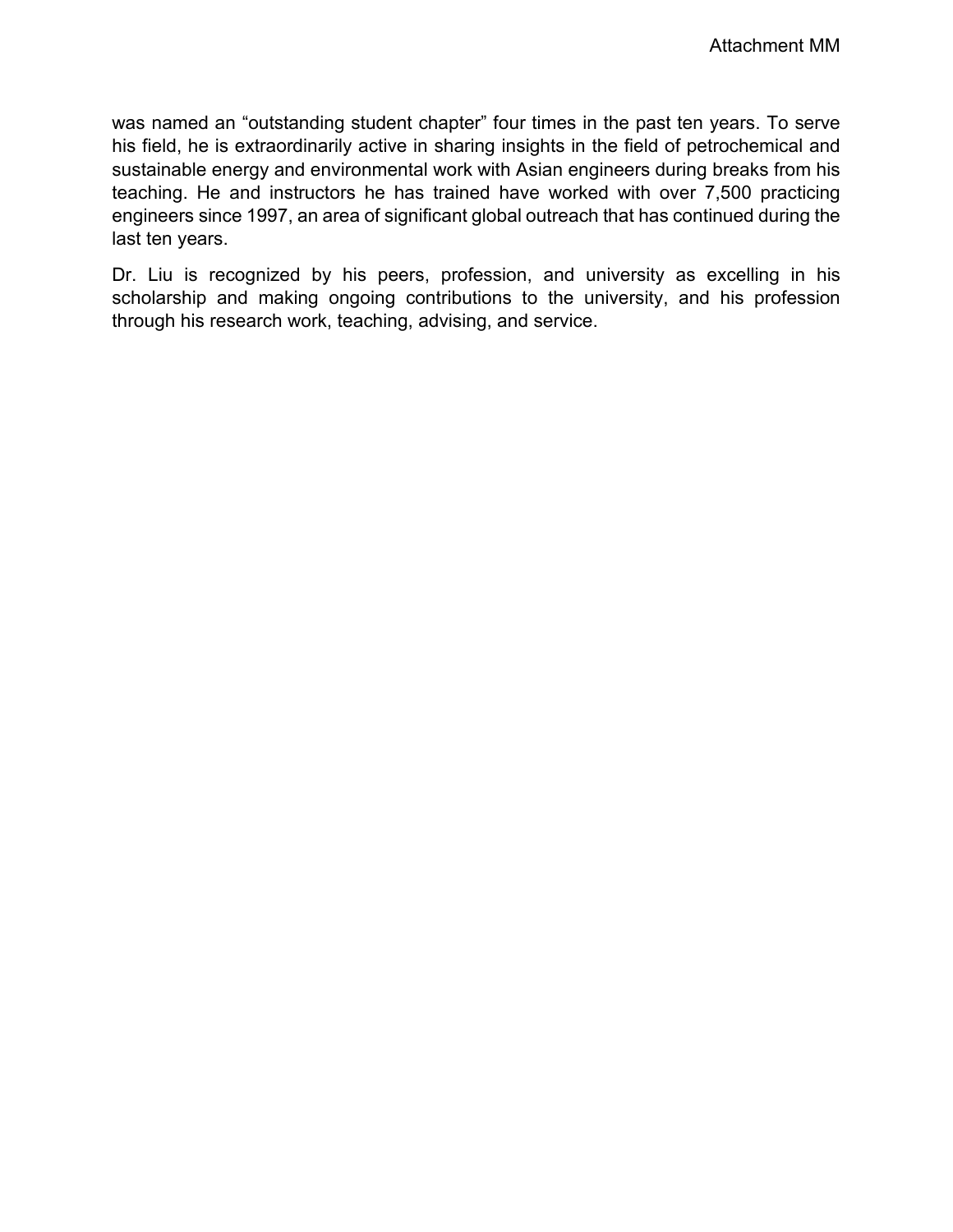was named an “outstanding student chapter” four times in the past ten years. To serve his field, he is extraordinarily active in sharing insights in the field of petrochemical and sustainable energy and environmental work with Asian engineers during breaks from his teaching. He and instructors he has trained have worked with over 7,500 practicing engineers since 1997, an area of significant global outreach that has continued during the last ten years.

Dr. Liu is recognized by his peers, profession, and university as excelling in his scholarship and making ongoing contributions to the university, and his profession through his research work, teaching, advising, and service.